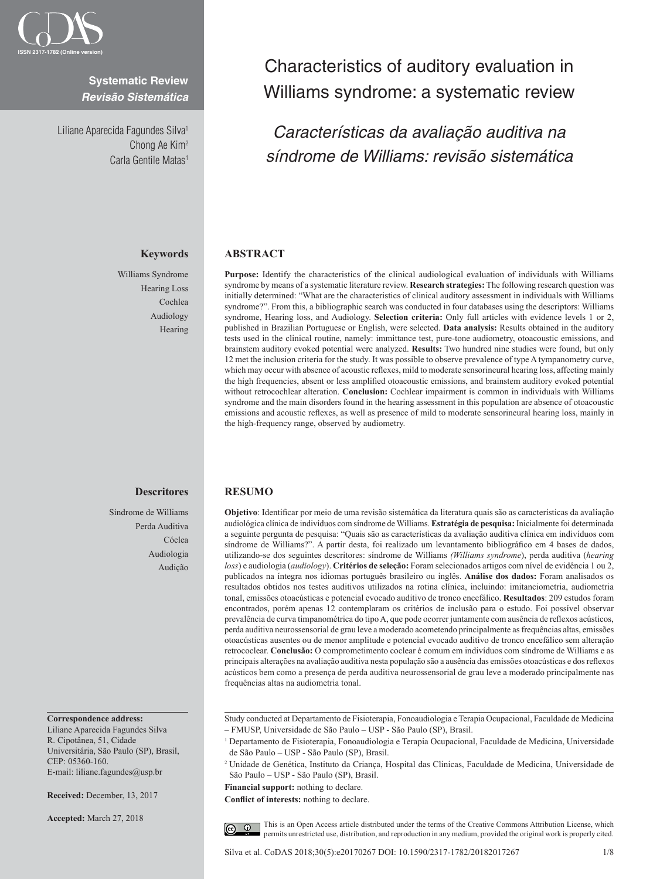Systematic Review
*Revisão Sistemática*

# Characteristics of auditory evaluation in Williams syndrome: a systematic review

## *Características da avaliação auditiva na síndrome de Williams: revisão sistemática*

Liliane Aparecida Fagundes Silva[1]
Chong Ae Kim[2]
Carla Gentile Matas[1]

**Keywords**

Williams Syndrome
Hearing Loss
Cochlea
Audiology
Hearing

## ABSTRACT

**Purpose:** Identify the characteristics of the clinical audiological evaluation of individuals with Williams syndrome by means of a systematic literature review. **Research strategies:** The following research question was initially determined: "What are the characteristics of clinical auditory assessment in individuals with Williams syndrome?". From this, a bibliographic search was conducted in four databases using the descriptors: Williams syndrome, Hearing loss, and Audiology. **Selection criteria:** Only full articles with evidence levels 1 or 2, published in Brazilian Portuguese or English, were selected. **Data analysis:** Results obtained in the auditory tests used in the clinical routine, namely: immittance test, pure-tone audiometry, otoacoustic emissions, and brainstem auditory evoked potential were analyzed. **Results:** Two hundred nine studies were found, but only 12 met the inclusion criteria for the study. It was possible to observe prevalence of type A tympanometry curve, which may occur with absence of acoustic reflexes, mild to moderate sensorineural hearing loss, affecting mainly the high frequencies, absent or less amplified otoacoustic emissions, and brainstem auditory evoked potential without retrocochlear alteration. **Conclusion:** Cochlear impairment is common in individuals with Williams syndrome and the main disorders found in the hearing assessment in this population are absence of otoacoustic emissions and acoustic reflexes, as well as presence of mild to moderate sensorineural hearing loss, mainly in the high-frequency range, observed by audiometry.

**Descritores**

Síndrome de Williams
Perda Auditiva
Cóclea
Audiologia
Audição

## RESUMO

**Objetivo**: Identificar por meio de uma revisão sistemática da literatura quais são as características da avaliação audiológica clínica de indivíduos com síndrome de Williams. **Estratégia de pesquisa:** Inicialmente foi determinada a seguinte pergunta de pesquisa: "Quais são as características da avaliação auditiva clínica em indivíduos com síndrome de Williams?". A partir desta, foi realizado um levantamento bibliográfico em 4 bases de dados, utilizando-se dos seguintes descritores: síndrome de Williams (*Williams syndrome*), perda auditiva (*hearing loss*) e audiologia (*audiology*). **Critérios de seleção:** Foram selecionados artigos com nível de evidência 1 ou 2, publicados na íntegra nos idiomas português brasileiro ou inglês. **Análise dos dados:** Foram analisados os resultados obtidos nos testes auditivos utilizados na rotina clínica, incluindo: imitanciometria, audiometria tonal, emissões otoacústicas e potencial evocado auditivo de tronco encefálico. **Resultados**: 209 estudos foram encontrados, porém apenas 12 contemplaram os critérios de inclusão para o estudo. Foi possível observar prevalência de curva timpanométrica do tipo A, que pode ocorrer juntamente com ausência de reflexos acústicos, perda auditiva neurossensorial de grau leve a moderado acometendo principalmente as frequências altas, emissões otoacústicas ausentes ou de menor amplitude e potencial evocado auditivo de tronco encefálico sem alteração retrococlear. **Conclusão:** O comprometimento coclear é comum em indivíduos com síndrome de Williams e as principais alterações na avaliação auditiva nesta população são a ausência das emissões otoacústicas e dos reflexos acústicos bem como a presença de perda auditiva neurossensorial de grau leve a moderado principalmente nas frequências altas na audiometria tonal.

**Correspondence address:**
Liliane Aparecida Fagundes Silva
R. Cipotânea, 51, Cidade Universitária, São Paulo (SP), Brasil, CEP: 05360-160.
E-mail: liliane.fagundes@usp.br

**Received:** December, 13, 2017

**Accepted:** March 27, 2018

Study conducted at Departamento de Fisioterapia, Fonoaudiologia e Terapia Ocupacional, Faculdade de Medicina – FMUSP, Universidade de São Paulo – USP - São Paulo (SP), Brasil.

[1] Departamento de Fisioterapia, Fonoaudiologia e Terapia Ocupacional, Faculdade de Medicina, Universidade de São Paulo – USP - São Paulo (SP), Brasil.

[2] Unidade de Genética, Instituto da Criança, Hospital das Clínicas, Faculdade de Medicina, Universidade de São Paulo – USP - São Paulo (SP), Brasil.

**Financial support:** nothing to declare.

**Conflict of interests:** nothing to declare.

This is an Open Access article distributed under the terms of the Creative Commons Attribution License, which permits unrestricted use, distribution, and reproduction in any medium, provided the original work is properly cited.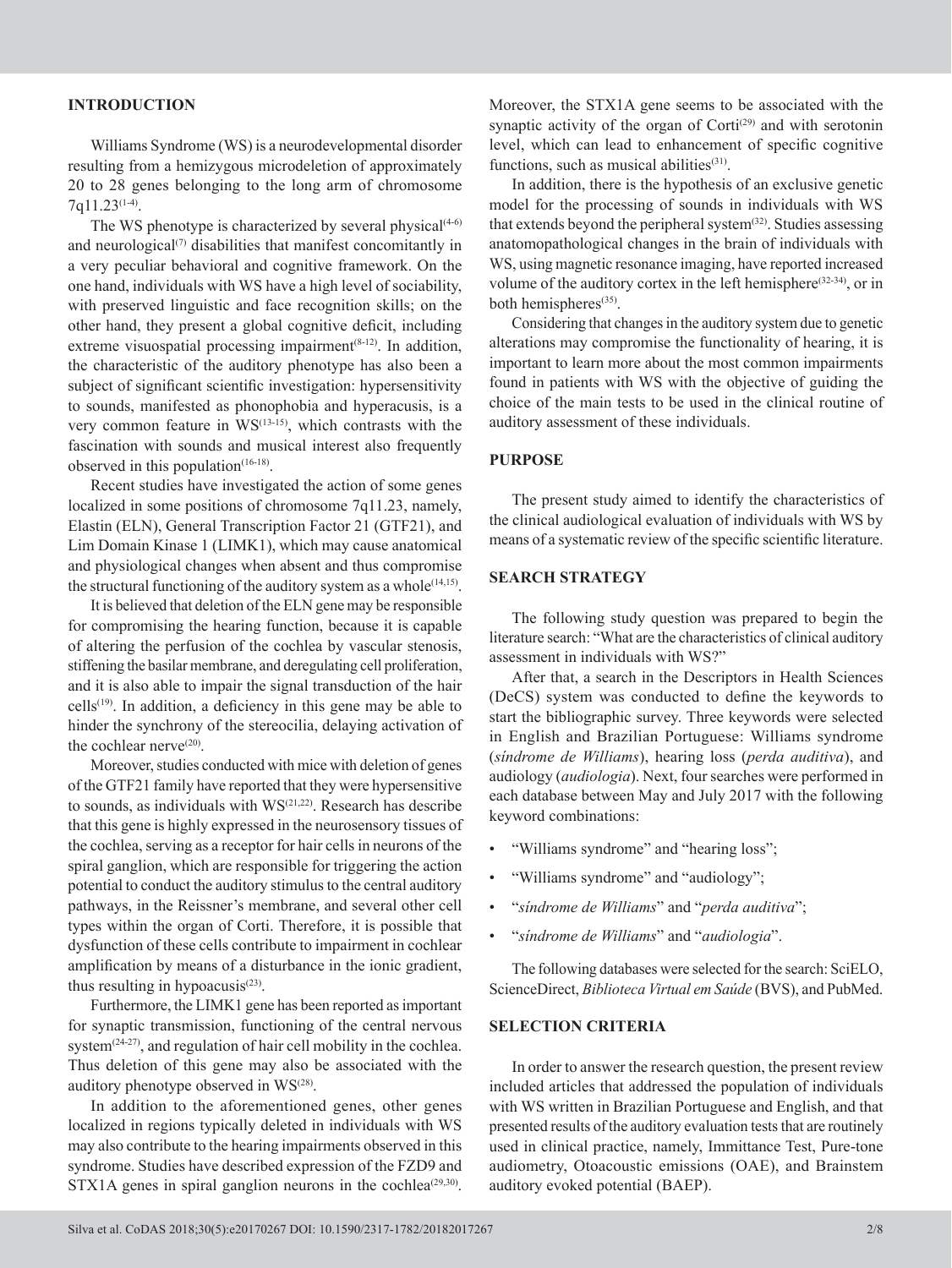## INTRODUCTION

Williams Syndrome (WS) is a neurodevelopmental disorder resulting from a hemizygous microdeletion of approximately 20 to 28 genes belonging to the long arm of chromosome 7q11.23[1-4].

The WS phenotype is characterized by several physical[4-6] and neurological[7] disabilities that manifest concomitantly in a very peculiar behavioral and cognitive framework. On the one hand, individuals with WS have a high level of sociability, with preserved linguistic and face recognition skills; on the other hand, they present a global cognitive deficit, including extreme visuospatial processing impairment[8-12]. In addition, the characteristic of the auditory phenotype has also been a subject of significant scientific investigation: hypersensitivity to sounds, manifested as phonophobia and hyperacusis, is a very common feature in WS[13-15], which contrasts with the fascination with sounds and musical interest also frequently observed in this population[16-18].

Recent studies have investigated the action of some genes localized in some positions of chromosome 7q11.23, namely, Elastin (ELN), General Transcription Factor 21 (GTF21), and Lim Domain Kinase 1 (LIMK1), which may cause anatomical and physiological changes when absent and thus compromise the structural functioning of the auditory system as a whole[14,15].

It is believed that deletion of the ELN gene may be responsible for compromising the hearing function, because it is capable of altering the perfusion of the cochlea by vascular stenosis, stiffening the basilar membrane, and deregulating cell proliferation, and it is also able to impair the signal transduction of the hair cells[19]. In addition, a deficiency in this gene may be able to hinder the synchrony of the stereocilia, delaying activation of the cochlear nerve[20].

Moreover, studies conducted with mice with deletion of genes of the GTF21 family have reported that they were hypersensitive to sounds, as individuals with WS[21,22]. Research has describe that this gene is highly expressed in the neurosensory tissues of the cochlea, serving as a receptor for hair cells in neurons of the spiral ganglion, which are responsible for triggering the action potential to conduct the auditory stimulus to the central auditory pathways, in the Reissner's membrane, and several other cell types within the organ of Corti. Therefore, it is possible that dysfunction of these cells contribute to impairment in cochlear amplification by means of a disturbance in the ionic gradient, thus resulting in hypoacusis[23].

Furthermore, the LIMK1 gene has been reported as important for synaptic transmission, functioning of the central nervous system[24-27], and regulation of hair cell mobility in the cochlea. Thus deletion of this gene may also be associated with the auditory phenotype observed in WS[28].

In addition to the aforementioned genes, other genes localized in regions typically deleted in individuals with WS may also contribute to the hearing impairments observed in this syndrome. Studies have described expression of the FZD9 and STX1A genes in spiral ganglion neurons in the cochlea[29,30]. Moreover, the STX1A gene seems to be associated with the synaptic activity of the organ of Corti[29] and with serotonin level, which can lead to enhancement of specific cognitive functions, such as musical abilities[31].

In addition, there is the hypothesis of an exclusive genetic model for the processing of sounds in individuals with WS that extends beyond the peripheral system[32]. Studies assessing anatomopathological changes in the brain of individuals with WS, using magnetic resonance imaging, have reported increased volume of the auditory cortex in the left hemisphere[32-34], or in both hemispheres[35].

Considering that changes in the auditory system due to genetic alterations may compromise the functionality of hearing, it is important to learn more about the most common impairments found in patients with WS with the objective of guiding the choice of the main tests to be used in the clinical routine of auditory assessment of these individuals.

## PURPOSE

The present study aimed to identify the characteristics of the clinical audiological evaluation of individuals with WS by means of a systematic review of the specific scientific literature.

## SEARCH STRATEGY

The following study question was prepared to begin the literature search: "What are the characteristics of clinical auditory assessment in individuals with WS?"

After that, a search in the Descriptors in Health Sciences (DeCS) system was conducted to define the keywords to start the bibliographic survey. Three keywords were selected in English and Brazilian Portuguese: Williams syndrome (*síndrome de Williams*), hearing loss (*perda auditiva*), and audiology (*audiologia*). Next, four searches were performed in each database between May and July 2017 with the following keyword combinations:

- "Williams syndrome" and "hearing loss";
- "Williams syndrome" and "audiology";
- "*síndrome de Williams*" and "*perda auditiva*";
- "*síndrome de Williams*" and "*audiologia*".

The following databases were selected for the search: SciELO, ScienceDirect, *Biblioteca Virtual em Saúde* (BVS), and PubMed.

## SELECTION CRITERIA

In order to answer the research question, the present review included articles that addressed the population of individuals with WS written in Brazilian Portuguese and English, and that presented results of the auditory evaluation tests that are routinely used in clinical practice, namely, Immittance Test, Pure-tone audiometry, Otoacoustic emissions (OAE), and Brainstem auditory evoked potential (BAEP).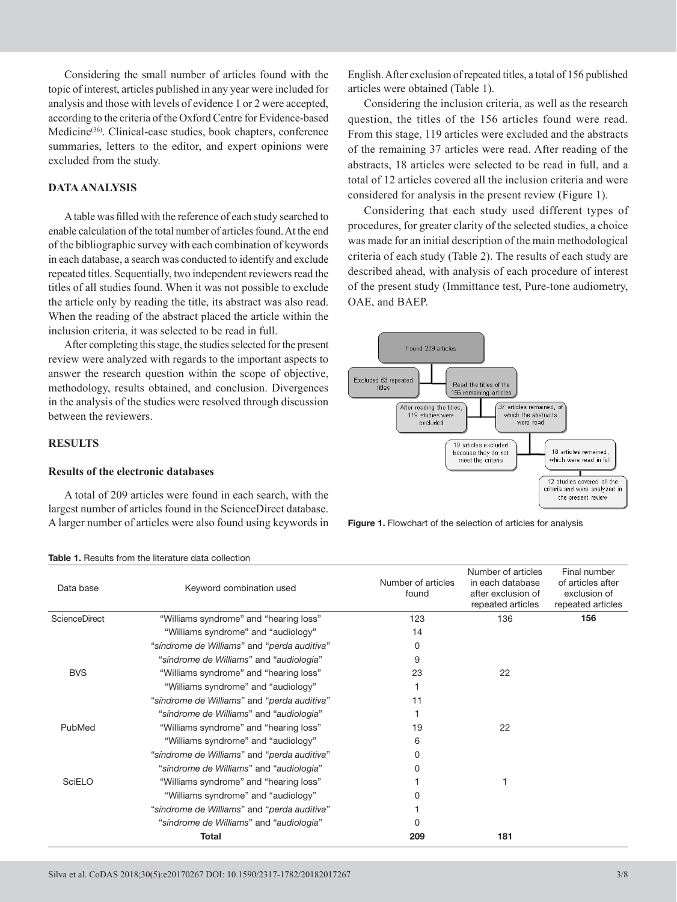Considering the small number of articles found with the topic of interest, articles published in any year were included for analysis and those with levels of evidence 1 or 2 were accepted, according to the criteria of the Oxford Centre for Evidence-based Medicine[36]. Clinical-case studies, book chapters, conference summaries, letters to the editor, and expert opinions were excluded from the study.

## DATA ANALYSIS

A table was filled with the reference of each study searched to enable calculation of the total number of articles found. At the end of the bibliographic survey with each combination of keywords in each database, a search was conducted to identify and exclude repeated titles. Sequentially, two independent reviewers read the titles of all studies found. When it was not possible to exclude the article only by reading the title, its abstract was also read. When the reading of the abstract placed the article within the inclusion criteria, it was selected to be read in full.

After completing this stage, the studies selected for the present review were analyzed with regards to the important aspects to answer the research question within the scope of objective, methodology, results obtained, and conclusion. Divergences in the analysis of the studies were resolved through discussion between the reviewers.

## RESULTS

### Results of the electronic databases

A total of 209 articles were found in each search, with the largest number of articles found in the ScienceDirect database. A larger number of articles were also found using keywords in English. After exclusion of repeated titles, a total of 156 published articles were obtained (Table 1).

Considering the inclusion criteria, as well as the research question, the titles of the 156 articles found were read. From this stage, 119 articles were excluded and the abstracts of the remaining 37 articles were read. After reading of the abstracts, 18 articles were selected to be read in full, and a total of 12 articles covered all the inclusion criteria and were considered for analysis in the present review (Figure 1).

Considering that each study used different types of procedures, for greater clarity of the selected studies, a choice was made for an initial description of the main methodological criteria of each study (Table 2). The results of each study are described ahead, with analysis of each procedure of interest of the present study (Immittance test, Pure-tone audiometry, OAE, and BAEP.

Found 209 articles → Excluded 53 repeated titles; Read the titles of the 156 remaining articles → After reading the titles, 119 studies were excluded; 37 articles remained, of which the abstracts were read → 19 articles excluded because they do not meet the criteria; 18 articles remained, which were read in full → 12 studies covered all the criteria and were analyzed in the present review

**Figure 1.** Flowchart of the selection of articles for analysis

**Table 1.** Results from the literature data collection

| Data base | Keyword combination used | Number of articles found | Number of articles in each database after exclusion of repeated articles | Final number of articles after exclusion of repeated articles |
|---|---|---|---|---|
| ScienceDirect | "Williams syndrome" and "hearing loss" | 123 | 136 | **156** |
| | "Williams syndrome" and "audiology" | 14 | | |
| | "*síndrome de Williams*" and "*perda auditiva*" | 0 | | |
| | "*síndrome de Williams*" and "*audiologia*" | 9 | | |
| BVS | "Williams syndrome" and "hearing loss" | 23 | 22 | |
| | "Williams syndrome" and "audiology" | 1 | | |
| | "*síndrome de Williams*" and "*perda auditiva*" | 11 | | |
| | "*síndrome de Williams*" and "*audiologia*" | 1 | | |
| PubMed | "Williams syndrome" and "hearing loss" | 19 | 22 | |
| | "Williams syndrome" and "audiology" | 6 | | |
| | "*síndrome de Williams*" and "*perda auditiva*" | 0 | | |
| | "*síndrome de Williams*" and "*audiologia*" | 0 | | |
| SciELO | "Williams syndrome" and "hearing loss" | 1 | 1 | |
| | "Williams syndrome" and "audiology" | 0 | | |
| | "*síndrome de Williams*" and "*perda auditiva*" | 1 | | |
| | "*síndrome de Williams*" and "*audiologia*" | 0 | | |
| | **Total** | **209** | **181** | |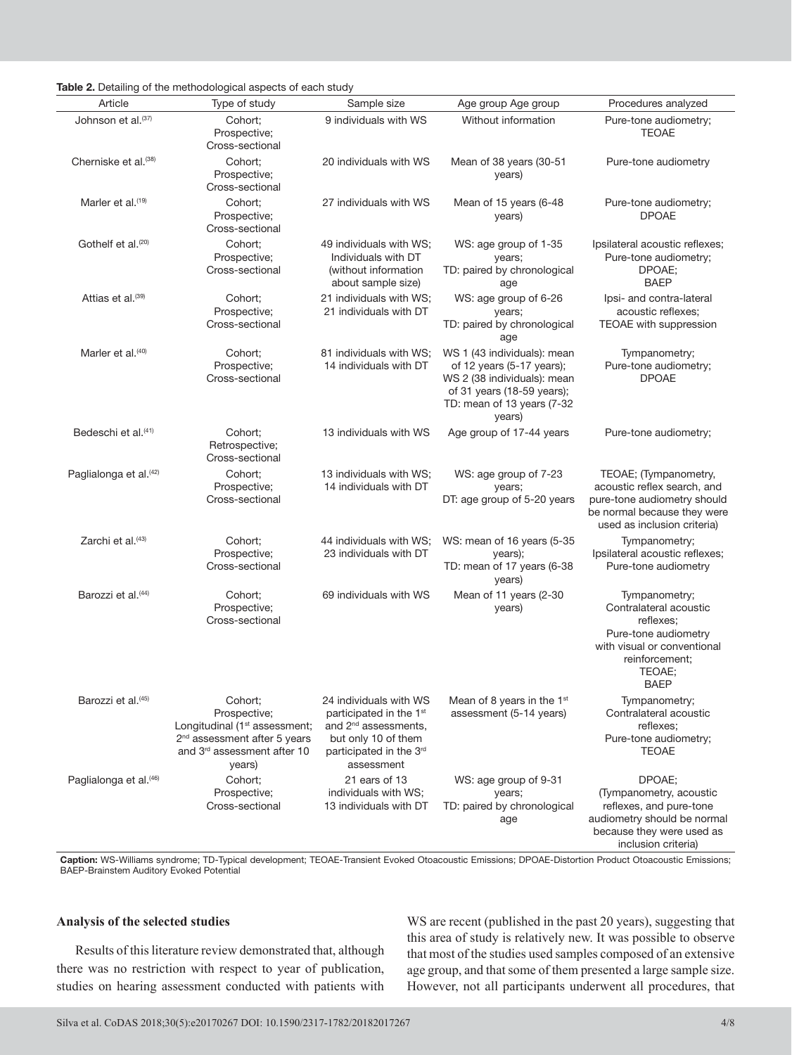**Table 2.** Detailing of the methodological aspects of each study

| Article | Type of study | Sample size | Age group Age group | Procedures analyzed |
|---|---|---|---|---|
| Johnson et al.[37] | Cohort; Prospective; Cross-sectional | 9 individuals with WS | Without information | Pure-tone audiometry; TEOAE |
| Cherniske et al.[38] | Cohort; Prospective; Cross-sectional | 20 individuals with WS | Mean of 38 years (30-51 years) | Pure-tone audiometry |
| Marler et al.[19] | Cohort; Prospective; Cross-sectional | 27 individuals with WS | Mean of 15 years (6-48 years) | Pure-tone audiometry; DPOAE |
| Gothelf et al.[20] | Cohort; Prospective; Cross-sectional | 49 individuals with WS; Individuals with DT (without information about sample size) | WS: age group of 1-35 years; TD: paired by chronological age | Ipsilateral acoustic reflexes; Pure-tone audiometry; DPOAE; BAEP |
| Attias et al.[39] | Cohort; Prospective; Cross-sectional | 21 individuals with WS; 21 individuals with DT | WS: age group of 6-26 years; TD: paired by chronological age | Ipsi- and contra-lateral acoustic reflexes; TEOAE with suppression |
| Marler et al.[40] | Cohort; Prospective; Cross-sectional | 81 individuals with WS; 14 individuals with DT | WS 1 (43 individuals): mean of 12 years (5-17 years); WS 2 (38 individuals): mean of 31 years (18-59 years); TD: mean of 13 years (7-32 years) | Tympanometry; Pure-tone audiometry; DPOAE |
| Bedeschi et al.[41] | Cohort; Retrospective; Cross-sectional | 13 individuals with WS | Age group of 17-44 years | Pure-tone audiometry; |
| Paglialonga et al.[42] | Cohort; Prospective; Cross-sectional | 13 individuals with WS; 14 individuals with DT | WS: age group of 7-23 years; DT: age group of 5-20 years | TEOAE; (Tympanometry, acoustic reflex search, and pure-tone audiometry should be normal because they were used as inclusion criteria) |
| Zarchi et al.[43] | Cohort; Prospective; Cross-sectional | 44 individuals with WS; 23 individuals with DT | WS: mean of 16 years (5-35 years); TD: mean of 17 years (6-38 years) | Tympanometry; Ipsilateral acoustic reflexes; Pure-tone audiometry |
| Barozzi et al.[44] | Cohort; Prospective; Cross-sectional | 69 individuals with WS | Mean of 11 years (2-30 years) | Tympanometry; Contralateral acoustic reflexes; Pure-tone audiometry with visual or conventional reinforcement; TEOAE; BAEP |
| Barozzi et al.[45] | Cohort; Prospective; Longitudinal (1st assessment; 2nd assessment after 5 years and 3rd assessment after 10 years) | 24 individuals with WS participated in the 1st and 2nd assessments, but only 10 of them participated in the 3rd assessment | Mean of 8 years in the 1st assessment (5-14 years) | Tympanometry; Contralateral acoustic reflexes; Pure-tone audiometry; TEOAE |
| Paglialonga et al.[46] | Cohort; Prospective; Cross-sectional | 21 ears of 13 individuals with WS; 13 individuals with DT | WS: age group of 9-31 years; TD: paired by chronological age | DPOAE; (Tympanometry, acoustic reflexes, and pure-tone audiometry should be normal because they were used as inclusion criteria) |

**Caption:** WS-Williams syndrome; TD-Typical development; TEOAE-Transient Evoked Otoacoustic Emissions; DPOAE-Distortion Product Otoacoustic Emissions; BAEP-Brainstem Auditory Evoked Potential

### Analysis of the selected studies

Results of this literature review demonstrated that, although there was no restriction with respect to year of publication, studies on hearing assessment conducted with patients with WS are recent (published in the past 20 years), suggesting that this area of study is relatively new. It was possible to observe that most of the studies used samples composed of an extensive age group, and that some of them presented a large sample size. However, not all participants underwent all procedures, that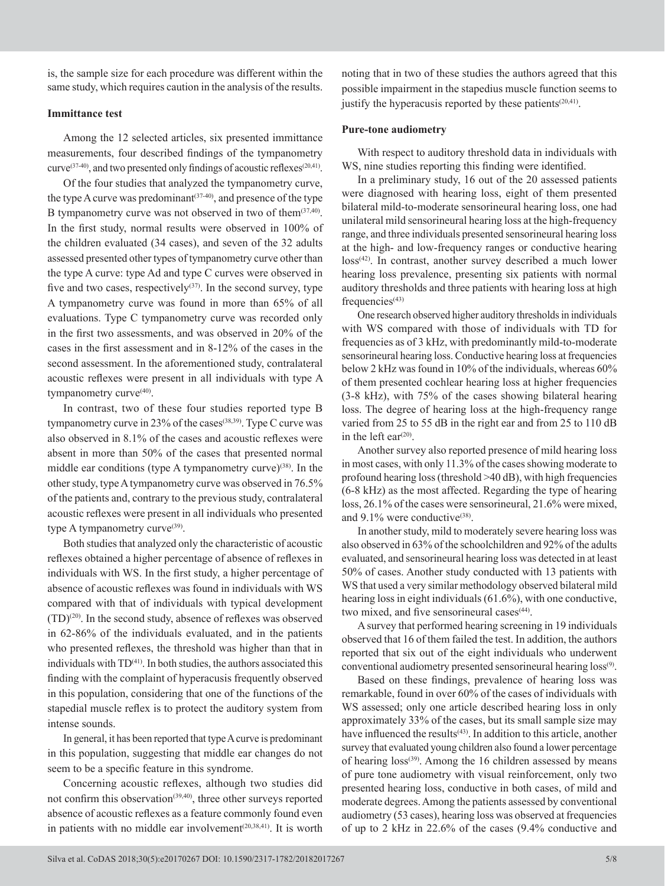is, the sample size for each procedure was different within the same study, which requires caution in the analysis of the results.

### Immittance test

Among the 12 selected articles, six presented immittance measurements, four described findings of the tympanometry curve[37-40], and two presented only findings of acoustic reflexes[20,41].

Of the four studies that analyzed the tympanometry curve, the type A curve was predominant[37-40], and presence of the type B tympanometry curve was not observed in two of them[37,40]. In the first study, normal results were observed in 100% of the children evaluated (34 cases), and seven of the 32 adults assessed presented other types of tympanometry curve other than the type A curve: type Ad and type C curves were observed in five and two cases, respectively[37]. In the second survey, type A tympanometry curve was found in more than 65% of all evaluations. Type C tympanometry curve was recorded only in the first two assessments, and was observed in 20% of the cases in the first assessment and in 8-12% of the cases in the second assessment. In the aforementioned study, contralateral acoustic reflexes were present in all individuals with type A tympanometry curve[40].

In contrast, two of these four studies reported type B tympanometry curve in 23% of the cases[38,39]. Type C curve was also observed in 8.1% of the cases and acoustic reflexes were absent in more than 50% of the cases that presented normal middle ear conditions (type A tympanometry curve)[38]. In the other study, type A tympanometry curve was observed in 76.5% of the patients and, contrary to the previous study, contralateral acoustic reflexes were present in all individuals who presented type A tympanometry curve[39].

Both studies that analyzed only the characteristic of acoustic reflexes obtained a higher percentage of absence of reflexes in individuals with WS. In the first study, a higher percentage of absence of acoustic reflexes was found in individuals with WS compared with that of individuals with typical development (TD)[20]. In the second study, absence of reflexes was observed in 62-86% of the individuals evaluated, and in the patients who presented reflexes, the threshold was higher than that in individuals with TD[41]. In both studies, the authors associated this finding with the complaint of hyperacusis frequently observed in this population, considering that one of the functions of the stapedial muscle reflex is to protect the auditory system from intense sounds.

In general, it has been reported that type A curve is predominant in this population, suggesting that middle ear changes do not seem to be a specific feature in this syndrome.

Concerning acoustic reflexes, although two studies did not confirm this observation[39,40], three other surveys reported absence of acoustic reflexes as a feature commonly found even in patients with no middle ear involvement[20,38,41]. It is worth noting that in two of these studies the authors agreed that this possible impairment in the stapedius muscle function seems to justify the hyperacusis reported by these patients[20,41].

### Pure-tone audiometry

With respect to auditory threshold data in individuals with WS, nine studies reporting this finding were identified.

In a preliminary study, 16 out of the 20 assessed patients were diagnosed with hearing loss, eight of them presented bilateral mild-to-moderate sensorineural hearing loss, one had unilateral mild sensorineural hearing loss at the high-frequency range, and three individuals presented sensorineural hearing loss at the high- and low-frequency ranges or conductive hearing loss[42]. In contrast, another survey described a much lower hearing loss prevalence, presenting six patients with normal auditory thresholds and three patients with hearing loss at high frequencies[43]

One research observed higher auditory thresholds in individuals with WS compared with those of individuals with TD for frequencies as of 3 kHz, with predominantly mild-to-moderate sensorineural hearing loss. Conductive hearing loss at frequencies below 2 kHz was found in 10% of the individuals, whereas 60% of them presented cochlear hearing loss at higher frequencies (3-8 kHz), with 75% of the cases showing bilateral hearing loss. The degree of hearing loss at the high-frequency range varied from 25 to 55 dB in the right ear and from 25 to 110 dB in the left ear[20].

Another survey also reported presence of mild hearing loss in most cases, with only 11.3% of the cases showing moderate to profound hearing loss (threshold >40 dB), with high frequencies (6-8 kHz) as the most affected. Regarding the type of hearing loss, 26.1% of the cases were sensorineural, 21.6% were mixed, and 9.1% were conductive[38].

In another study, mild to moderately severe hearing loss was also observed in 63% of the schoolchildren and 92% of the adults evaluated, and sensorineural hearing loss was detected in at least 50% of cases. Another study conducted with 13 patients with WS that used a very similar methodology observed bilateral mild hearing loss in eight individuals (61.6%), with one conductive, two mixed, and five sensorineural cases[44].

A survey that performed hearing screening in 19 individuals observed that 16 of them failed the test. In addition, the authors reported that six out of the eight individuals who underwent conventional audiometry presented sensorineural hearing loss[9].

Based on these findings, prevalence of hearing loss was remarkable, found in over 60% of the cases of individuals with WS assessed; only one article described hearing loss in only approximately 33% of the cases, but its small sample size may have influenced the results[43]. In addition to this article, another survey that evaluated young children also found a lower percentage of hearing loss[39]. Among the 16 children assessed by means of pure tone audiometry with visual reinforcement, only two presented hearing loss, conductive in both cases, of mild and moderate degrees. Among the patients assessed by conventional audiometry (53 cases), hearing loss was observed at frequencies of up to 2 kHz in 22.6% of the cases (9.4% conductive and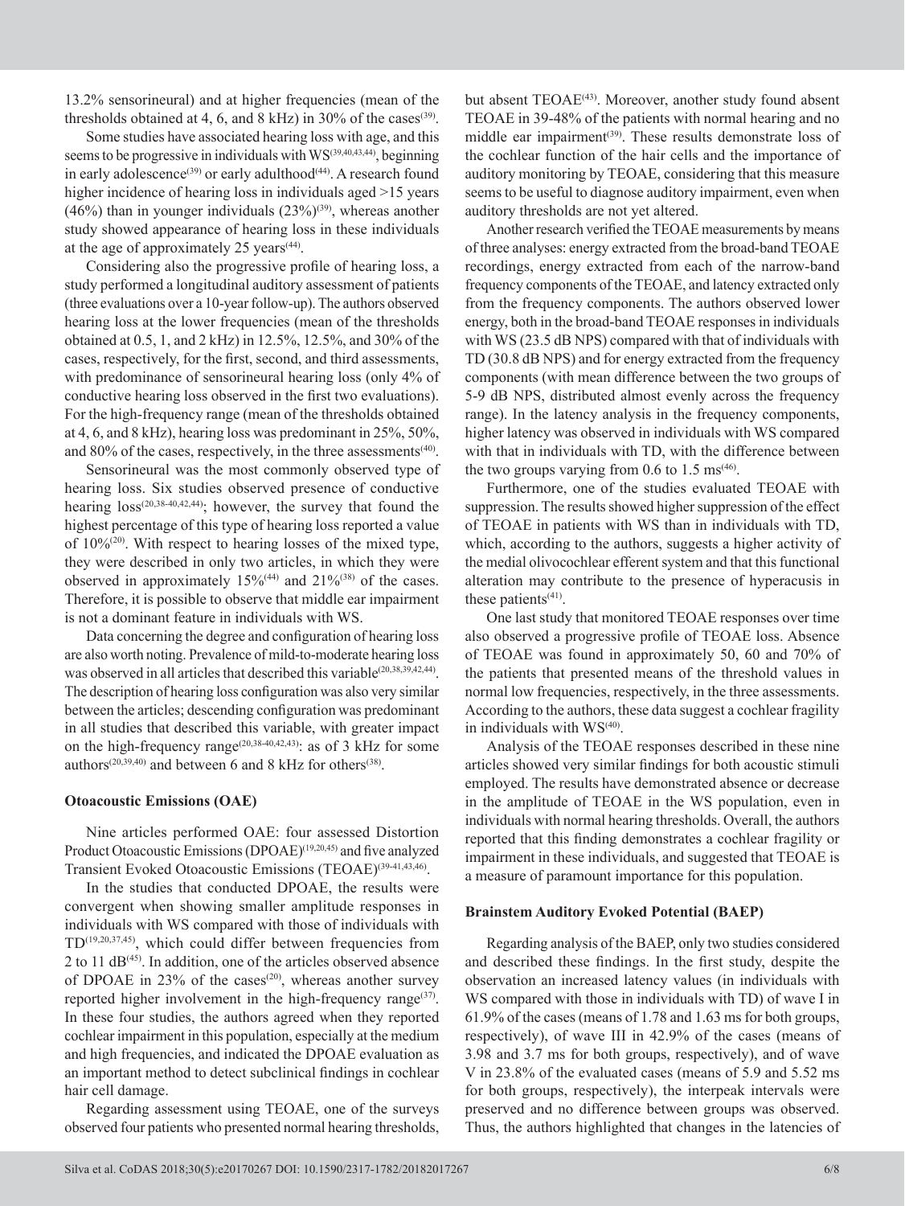13.2% sensorineural) and at higher frequencies (mean of the thresholds obtained at 4, 6, and 8 kHz) in 30% of the cases[39].

Some studies have associated hearing loss with age, and this seems to be progressive in individuals with WS[39,40,43,44], beginning in early adolescence[39] or early adulthood[44]. A research found higher incidence of hearing loss in individuals aged >15 years (46%) than in younger individuals (23%)[39], whereas another study showed appearance of hearing loss in these individuals at the age of approximately 25 years[44].

Considering also the progressive profile of hearing loss, a study performed a longitudinal auditory assessment of patients (three evaluations over a 10-year follow-up). The authors observed hearing loss at the lower frequencies (mean of the thresholds obtained at 0.5, 1, and 2 kHz) in 12.5%, 12.5%, and 30% of the cases, respectively, for the first, second, and third assessments, with predominance of sensorineural hearing loss (only 4% of conductive hearing loss observed in the first two evaluations). For the high-frequency range (mean of the thresholds obtained at 4, 6, and 8 kHz), hearing loss was predominant in 25%, 50%, and 80% of the cases, respectively, in the three assessments[40].

Sensorineural was the most commonly observed type of hearing loss. Six studies observed presence of conductive hearing loss[20,38-40,42,44]; however, the survey that found the highest percentage of this type of hearing loss reported a value of 10%[20]. With respect to hearing losses of the mixed type, they were described in only two articles, in which they were observed in approximately 15%[44] and 21%[38] of the cases. Therefore, it is possible to observe that middle ear impairment is not a dominant feature in individuals with WS.

Data concerning the degree and configuration of hearing loss are also worth noting. Prevalence of mild-to-moderate hearing loss was observed in all articles that described this variable[20,38,39,42,44]. The description of hearing loss configuration was also very similar between the articles; descending configuration was predominant in all studies that described this variable, with greater impact on the high-frequency range[20,38-40,42,43]: as of 3 kHz for some authors[20,39,40] and between 6 and 8 kHz for others[38].

### Otoacoustic Emissions (OAE)

Nine articles performed OAE: four assessed Distortion Product Otoacoustic Emissions (DPOAE)[19,20,45] and five analyzed Transient Evoked Otoacoustic Emissions (TEOAE)[39-41,43,46].

In the studies that conducted DPOAE, the results were convergent when showing smaller amplitude responses in individuals with WS compared with those of individuals with TD[19,20,37,45], which could differ between frequencies from 2 to 11 dB[45]. In addition, one of the articles observed absence of DPOAE in 23% of the cases[20], whereas another survey reported higher involvement in the high-frequency range[37]. In these four studies, the authors agreed when they reported cochlear impairment in this population, especially at the medium and high frequencies, and indicated the DPOAE evaluation as an important method to detect subclinical findings in cochlear hair cell damage.

Regarding assessment using TEOAE, one of the surveys observed four patients who presented normal hearing thresholds, but absent TEOAE[43]. Moreover, another study found absent TEOAE in 39-48% of the patients with normal hearing and no middle ear impairment[39]. These results demonstrate loss of the cochlear function of the hair cells and the importance of auditory monitoring by TEOAE, considering that this measure seems to be useful to diagnose auditory impairment, even when auditory thresholds are not yet altered.

Another research verified the TEOAE measurements by means of three analyses: energy extracted from the broad-band TEOAE recordings, energy extracted from each of the narrow-band frequency components of the TEOAE, and latency extracted only from the frequency components. The authors observed lower energy, both in the broad-band TEOAE responses in individuals with WS (23.5 dB NPS) compared with that of individuals with TD (30.8 dB NPS) and for energy extracted from the frequency components (with mean difference between the two groups of 5-9 dB NPS, distributed almost evenly across the frequency range). In the latency analysis in the frequency components, higher latency was observed in individuals with WS compared with that in individuals with TD, with the difference between the two groups varying from 0.6 to 1.5 ms[46].

Furthermore, one of the studies evaluated TEOAE with suppression. The results showed higher suppression of the effect of TEOAE in patients with WS than in individuals with TD, which, according to the authors, suggests a higher activity of the medial olivocochlear efferent system and that this functional alteration may contribute to the presence of hyperacusis in these patients[41].

One last study that monitored TEOAE responses over time also observed a progressive profile of TEOAE loss. Absence of TEOAE was found in approximately 50, 60 and 70% of the patients that presented means of the threshold values in normal low frequencies, respectively, in the three assessments. According to the authors, these data suggest a cochlear fragility in individuals with WS[40].

Analysis of the TEOAE responses described in these nine articles showed very similar findings for both acoustic stimuli employed. The results have demonstrated absence or decrease in the amplitude of TEOAE in the WS population, even in individuals with normal hearing thresholds. Overall, the authors reported that this finding demonstrates a cochlear fragility or impairment in these individuals, and suggested that TEOAE is a measure of paramount importance for this population.

### Brainstem Auditory Evoked Potential (BAEP)

Regarding analysis of the BAEP, only two studies considered and described these findings. In the first study, despite the observation an increased latency values (in individuals with WS compared with those in individuals with TD) of wave I in 61.9% of the cases (means of 1.78 and 1.63 ms for both groups, respectively), of wave III in 42.9% of the cases (means of 3.98 and 3.7 ms for both groups, respectively), and of wave V in 23.8% of the evaluated cases (means of 5.9 and 5.52 ms for both groups, respectively), the interpeak intervals were preserved and no difference between groups was observed. Thus, the authors highlighted that changes in the latencies of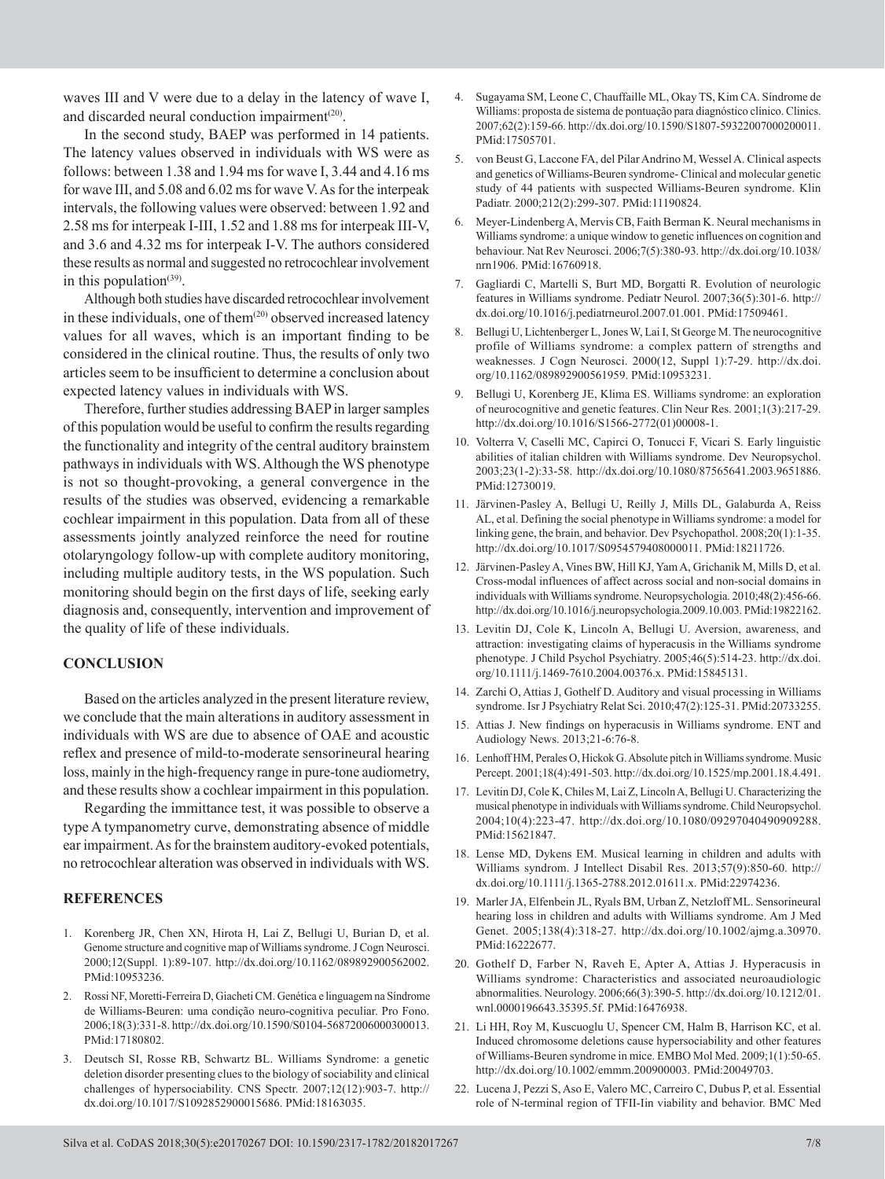waves III and V were due to a delay in the latency of wave I, and discarded neural conduction impairment[20].

In the second study, BAEP was performed in 14 patients. The latency values observed in individuals with WS were as follows: between 1.38 and 1.94 ms for wave I, 3.44 and 4.16 ms for wave III, and 5.08 and 6.02 ms for wave V. As for the interpeak intervals, the following values were observed: between 1.92 and 2.58 ms for interpeak I-III, 1.52 and 1.88 ms for interpeak III-V, and 3.6 and 4.32 ms for interpeak I-V. The authors considered these results as normal and suggested no retrocochlear involvement in this population[39].

Although both studies have discarded retrocochlear involvement in these individuals, one of them[20] observed increased latency values for all waves, which is an important finding to be considered in the clinical routine. Thus, the results of only two articles seem to be insufficient to determine a conclusion about expected latency values in individuals with WS.

Therefore, further studies addressing BAEP in larger samples of this population would be useful to confirm the results regarding the functionality and integrity of the central auditory brainstem pathways in individuals with WS. Although the WS phenotype is not so thought-provoking, a general convergence in the results of the studies was observed, evidencing a remarkable cochlear impairment in this population. Data from all of these assessments jointly analyzed reinforce the need for routine otolaryngology follow-up with complete auditory monitoring, including multiple auditory tests, in the WS population. Such monitoring should begin on the first days of life, seeking early diagnosis and, consequently, intervention and improvement of the quality of life of these individuals.

## CONCLUSION

Based on the articles analyzed in the present literature review, we conclude that the main alterations in auditory assessment in individuals with WS are due to absence of OAE and acoustic reflex and presence of mild-to-moderate sensorineural hearing loss, mainly in the high-frequency range in pure-tone audiometry, and these results show a cochlear impairment in this population.

Regarding the immittance test, it was possible to observe a type A tympanometry curve, demonstrating absence of middle ear impairment. As for the brainstem auditory-evoked potentials, no retrocochlear alteration was observed in individuals with WS.

## REFERENCES

1. Korenberg JR, Chen XN, Hirota H, Lai Z, Bellugi U, Burian D, et al. Genome structure and cognitive map of Williams syndrome. J Cogn Neurosci. 2000;12(Suppl. 1):89-107. http://dx.doi.org/10.1162/089892900562002. PMid:10953236.
2. Rossi NF, Moretti-Ferreira D, Giacheti CM. Genética e linguagem na Síndrome de Williams-Beuren: uma condição neuro-cognitiva peculiar. Pro Fono. 2006;18(3):331-8. http://dx.doi.org/10.1590/S0104-56872006000300013. PMid:17180802.
3. Deutsch SI, Rosse RB, Schwartz BL. Williams Syndrome: a genetic deletion disorder presenting clues to the biology of sociability and clinical challenges of hypersociability. CNS Spectr. 2007;12(12):903-7. http://dx.doi.org/10.1017/S1092852900015686. PMid:18163035.
4. Sugayama SM, Leone C, Chauffaille ML, Okay TS, Kim CA. Síndrome de Williams: proposta de sistema de pontuação para diagnóstico clínico. Clinics. 2007;62(2):159-66. http://dx.doi.org/10.1590/S1807-59322007000200011. PMid:17505701.
5. von Beust G, Laccone FA, del Pilar Andrino M, Wessel A. Clinical aspects and genetics of Williams-Beuren syndrome- Clinical and molecular genetic study of 44 patients with suspected Williams-Beuren syndrome. Klin Padiatr. 2000;212(2):299-307. PMid:11190824.
6. Meyer-Lindenberg A, Mervis CB, Faith Berman K. Neural mechanisms in Williams syndrome: a unique window to genetic influences on cognition and behaviour. Nat Rev Neurosci. 2006;7(5):380-93. http://dx.doi.org/10.1038/nrn1906. PMid:16760918.
7. Gagliardi C, Martelli S, Burt MD, Borgatti R. Evolution of neurologic features in Williams syndrome. Pediatr Neurol. 2007;36(5):301-6. http://dx.doi.org/10.1016/j.pediatrneurol.2007.01.001. PMid:17509461.
8. Bellugi U, Lichtenberger L, Jones W, Lai I, St George M. The neurocognitive profile of Williams syndrome: a complex pattern of strengths and weaknesses. J Cogn Neurosci. 2000(12, Suppl 1):7-29. http://dx.doi.org/10.1162/089892900561959. PMid:10953231.
9. Bellugi U, Korenberg JE, Klima ES. Williams syndrome: an exploration of neurocognitive and genetic features. Clin Neur Res. 2001;1(3):217-29. http://dx.doi.org/10.1016/S1566-2772(01)00008-1.
10. Volterra V, Caselli MC, Capirci O, Tonucci F, Vicari S. Early linguistic abilities of italian children with Williams syndrome. Dev Neuropsychol. 2003;23(1-2):33-58. http://dx.doi.org/10.1080/87565641.2003.9651886. PMid:12730019.
11. Järvinen-Pasley A, Bellugi U, Reilly J, Mills DL, Galaburda A, Reiss AL, et al. Defining the social phenotype in Williams syndrome: a model for linking gene, the brain, and behavior. Dev Psychopathol. 2008;20(1):1-35. http://dx.doi.org/10.1017/S0954579408000011. PMid:18211726.
12. Järvinen-Pasley A, Vines BW, Hill KJ, Yam A, Grichanik M, Mills D, et al. Cross-modal influences of affect across social and non-social domains in individuals with Williams syndrome. Neuropsychologia. 2010;48(2):456-66. http://dx.doi.org/10.1016/j.neuropsychologia.2009.10.003. PMid:19822162.
13. Levitin DJ, Cole K, Lincoln A, Bellugi U. Aversion, awareness, and attraction: investigating claims of hyperacusis in the Williams syndrome phenotype. J Child Psychol Psychiatry. 2005;46(5):514-23. http://dx.doi.org/10.1111/j.1469-7610.2004.00376.x. PMid:15845131.
14. Zarchi O, Attias J, Gothelf D. Auditory and visual processing in Williams syndrome. Isr J Psychiatry Relat Sci. 2010;47(2):125-31. PMid:20733255.
15. Attias J. New findings on hyperacusis in Williams syndrome. ENT and Audiology News. 2013;21-6:76-8.
16. Lenhoff HM, Perales O, Hickok G. Absolute pitch in Williams syndrome. Music Percept. 2001;18(4):491-503. http://dx.doi.org/10.1525/mp.2001.18.4.491.
17. Levitin DJ, Cole K, Chiles M, Lai Z, Lincoln A, Bellugi U. Characterizing the musical phenotype in individuals with Williams syndrome. Child Neuropsychol. 2004;10(4):223-47. http://dx.doi.org/10.1080/09297040490909288. PMid:15621847.
18. Lense MD, Dykens EM. Musical learning in children and adults with Williams syndrom. J Intellect Disabil Res. 2013;57(9):850-60. http://dx.doi.org/10.1111/j.1365-2788.2012.01611.x. PMid:22974236.
19. Marler JA, Elfenbein JL, Ryals BM, Urban Z, Netzloff ML. Sensorineural hearing loss in children and adults with Williams syndrome. Am J Med Genet. 2005;138(4):318-27. http://dx.doi.org/10.1002/ajmg.a.30970. PMid:16222677.
20. Gothelf D, Farber N, Raveh E, Apter A, Attias J. Hyperacusis in Williams syndrome: Characteristics and associated neuroaudiologic abnormalities. Neurology. 2006;66(3):390-5. http://dx.doi.org/10.1212/01.wnl.0000196643.35395.5f. PMid:16476938.
21. Li HH, Roy M, Kuscuoglu U, Spencer CM, Halm B, Harrison KC, et al. Induced chromosome deletions cause hypersociability and other features of Williams-Beuren syndrome in mice. EMBO Mol Med. 2009;1(1):50-65. http://dx.doi.org/10.1002/emmm.200900003. PMid:20049703.
22. Lucena J, Pezzi S, Aso E, Valero MC, Carreiro C, Dubus P, et al. Essential role of N-terminal region of TFII-Iin viability and behavior. BMC Med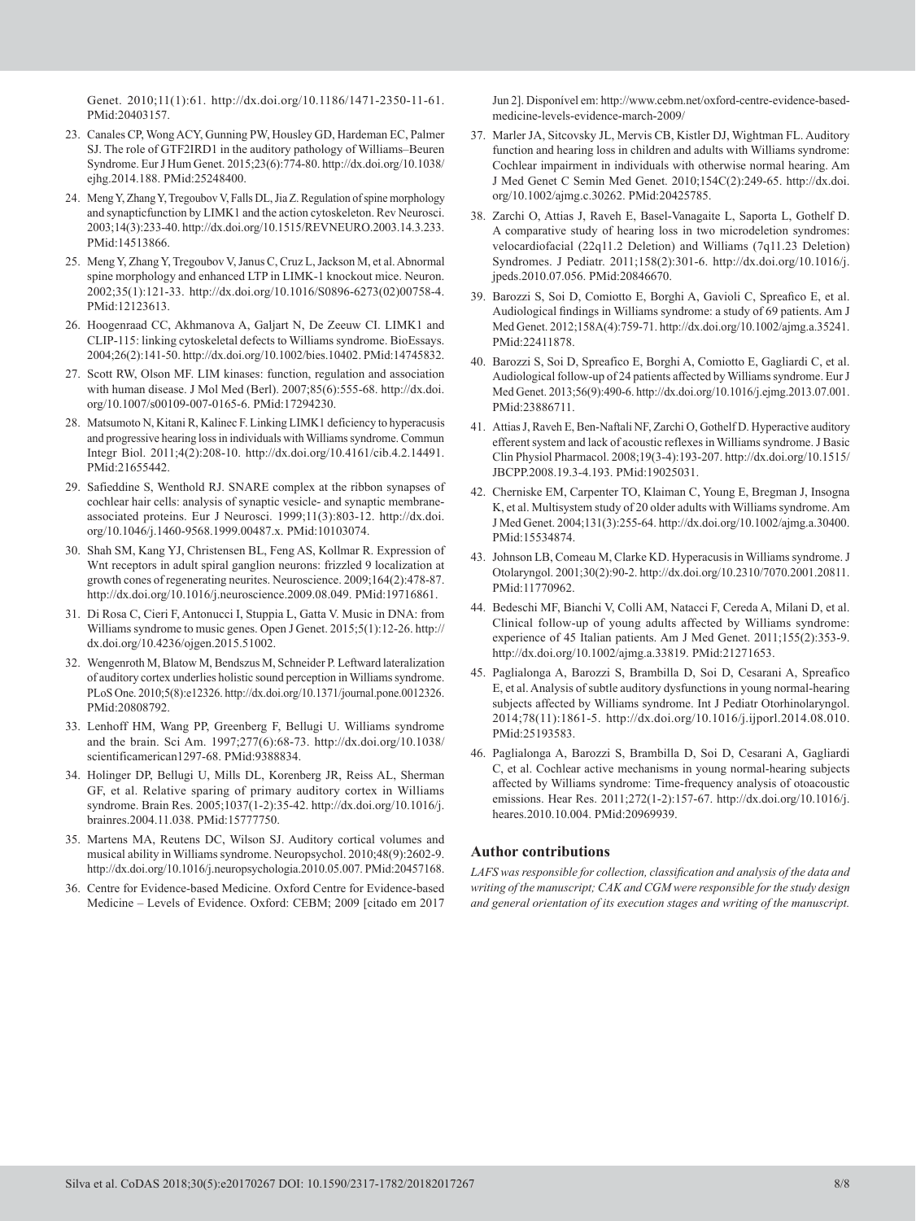Genet. 2010;11(1):61. http://dx.doi.org/10.1186/1471-2350-11-61. PMid:20403157.

23. Canales CP, Wong ACY, Gunning PW, Housley GD, Hardeman EC, Palmer SJ. The role of GTF2IRD1 in the auditory pathology of Williams–Beuren Syndrome. Eur J Hum Genet. 2015;23(6):774-80. http://dx.doi.org/10.1038/ejhg.2014.188. PMid:25248400.
24. Meng Y, Zhang Y, Tregoubov V, Falls DL, Jia Z. Regulation of spine morphology and synapticfunction by LIMK1 and the action cytoskeleton. Rev Neurosci. 2003;14(3):233-40. http://dx.doi.org/10.1515/REVNEURO.2003.14.3.233. PMid:14513866.
25. Meng Y, Zhang Y, Tregoubov V, Janus C, Cruz L, Jackson M, et al. Abnormal spine morphology and enhanced LTP in LIMK-1 knockout mice. Neuron. 2002;35(1):121-33. http://dx.doi.org/10.1016/S0896-6273(02)00758-4. PMid:12123613.
26. Hoogenraad CC, Akhmanova A, Galjart N, De Zeeuw CI. LIMK1 and CLIP-115: linking cytoskeletal defects to Williams syndrome. BioEssays. 2004;26(2):141-50. http://dx.doi.org/10.1002/bies.10402. PMid:14745832.
27. Scott RW, Olson MF. LIM kinases: function, regulation and association with human disease. J Mol Med (Berl). 2007;85(6):555-68. http://dx.doi.org/10.1007/s00109-007-0165-6. PMid:17294230.
28. Matsumoto N, Kitani R, Kalinec F. Linking LIMK1 deficiency to hyperacusis and progressive hearing loss in individuals with Williams syndrome. Commun Integr Biol. 2011;4(2):208-10. http://dx.doi.org/10.4161/cib.4.2.14491. PMid:21655442.
29. Safieddine S, Wenthold RJ. SNARE complex at the ribbon synapses of cochlear hair cells: analysis of synaptic vesicle- and synaptic membrane-associated proteins. Eur J Neurosci. 1999;11(3):803-12. http://dx.doi.org/10.1046/j.1460-9568.1999.00487.x. PMid:10103074.
30. Shah SM, Kang YJ, Christensen BL, Feng AS, Kollmar R. Expression of Wnt receptors in adult spiral ganglion neurons: frizzled 9 localization at growth cones of regenerating neurites. Neuroscience. 2009;164(2):478-87. http://dx.doi.org/10.1016/j.neuroscience.2009.08.049. PMid:19716861.
31. Di Rosa C, Cieri F, Antonucci I, Stuppia L, Gatta V. Music in DNA: from Williams syndrome to music genes. Open J Genet. 2015;5(1):12-26. http://dx.doi.org/10.4236/ojgen.2015.51002.
32. Wengenroth M, Blatow M, Bendszus M, Schneider P. Leftward lateralization of auditory cortex underlies holistic sound perception in Williams syndrome. PLoS One. 2010;5(8):e12326. http://dx.doi.org/10.1371/journal.pone.0012326. PMid:20808792.
33. Lenhoff HM, Wang PP, Greenberg F, Bellugi U. Williams syndrome and the brain. Sci Am. 1997;277(6):68-73. http://dx.doi.org/10.1038/scientificamerican1297-68. PMid:9388834.
34. Holinger DP, Bellugi U, Mills DL, Korenberg JR, Reiss AL, Sherman GF, et al. Relative sparing of primary auditory cortex in Williams syndrome. Brain Res. 2005;1037(1-2):35-42. http://dx.doi.org/10.1016/j.brainres.2004.11.038. PMid:15777750.
35. Martens MA, Reutens DC, Wilson SJ. Auditory cortical volumes and musical ability in Williams syndrome. Neuropsychol. 2010;48(9):2602-9. http://dx.doi.org/10.1016/j.neuropsychologia.2010.05.007. PMid:20457168.
36. Centre for Evidence-based Medicine. Oxford Centre for Evidence-based Medicine – Levels of Evidence. Oxford: CEBM; 2009 [citado em 2017 Jun 2]. Disponível em: http://www.cebm.net/oxford-centre-evidence-based-medicine-levels-evidence-march-2009/
37. Marler JA, Sitcovsky JL, Mervis CB, Kistler DJ, Wightman FL. Auditory function and hearing loss in children and adults with Williams syndrome: Cochlear impairment in individuals with otherwise normal hearing. Am J Med Genet C Semin Med Genet. 2010;154C(2):249-65. http://dx.doi.org/10.1002/ajmg.c.30262. PMid:20425785.
38. Zarchi O, Attias J, Raveh E, Basel-Vanagaite L, Saporta L, Gothelf D. A comparative study of hearing loss in two microdeletion syndromes: velocardiofacial (22q11.2 Deletion) and Williams (7q11.23 Deletion) Syndromes. J Pediatr. 2011;158(2):301-6. http://dx.doi.org/10.1016/j.jpeds.2010.07.056. PMid:20846670.
39. Barozzi S, Soi D, Comiotto E, Borghi A, Gavioli C, Spreafico E, et al. Audiological findings in Williams syndrome: a study of 69 patients. Am J Med Genet. 2012;158A(4):759-71. http://dx.doi.org/10.1002/ajmg.a.35241. PMid:22411878.
40. Barozzi S, Soi D, Spreafico E, Borghi A, Comiotto E, Gagliardi C, et al. Audiological follow-up of 24 patients affected by Williams syndrome. Eur J Med Genet. 2013;56(9):490-6. http://dx.doi.org/10.1016/j.ejmg.2013.07.001. PMid:23886711.
41. Attias J, Raveh E, Ben-Naftali NF, Zarchi O, Gothelf D. Hyperactive auditory efferent system and lack of acoustic reflexes in Williams syndrome. J Basic Clin Physiol Pharmacol. 2008;19(3-4):193-207. http://dx.doi.org/10.1515/JBCPP.2008.19.3-4.193. PMid:19025031.
42. Cherniske EM, Carpenter TO, Klaiman C, Young E, Bregman J, Insogna K, et al. Multisystem study of 20 older adults with Williams syndrome. Am J Med Genet. 2004;131(3):255-64. http://dx.doi.org/10.1002/ajmg.a.30400. PMid:15534874.
43. Johnson LB, Comeau M, Clarke KD. Hyperacusis in Williams syndrome. J Otolaryngol. 2001;30(2):90-2. http://dx.doi.org/10.2310/7070.2001.20811. PMid:11770962.
44. Bedeschi MF, Bianchi V, Colli AM, Natacci F, Cereda A, Milani D, et al. Clinical follow-up of young adults affected by Williams syndrome: experience of 45 Italian patients. Am J Med Genet. 2011;155(2):353-9. http://dx.doi.org/10.1002/ajmg.a.33819. PMid:21271653.
45. Paglialonga A, Barozzi S, Brambilla D, Soi D, Cesarani A, Spreafico E, et al. Analysis of subtle auditory dysfunctions in young normal-hearing subjects affected by Williams syndrome. Int J Pediatr Otorhinolaryngol. 2014;78(11):1861-5. http://dx.doi.org/10.1016/j.ijporl.2014.08.010. PMid:25193583.
46. Paglialonga A, Barozzi S, Brambilla D, Soi D, Cesarani A, Gagliardi C, et al. Cochlear active mechanisms in young normal-hearing subjects affected by Williams syndrome: Time-frequency analysis of otoacoustic emissions. Hear Res. 2011;272(1-2):157-67. http://dx.doi.org/10.1016/j.heares.2010.10.004. PMid:20969939.

### Author contributions

*LAFS was responsible for collection, classification and analysis of the data and writing of the manuscript; CAK and CGM were responsible for the study design and general orientation of its execution stages and writing of the manuscript.*